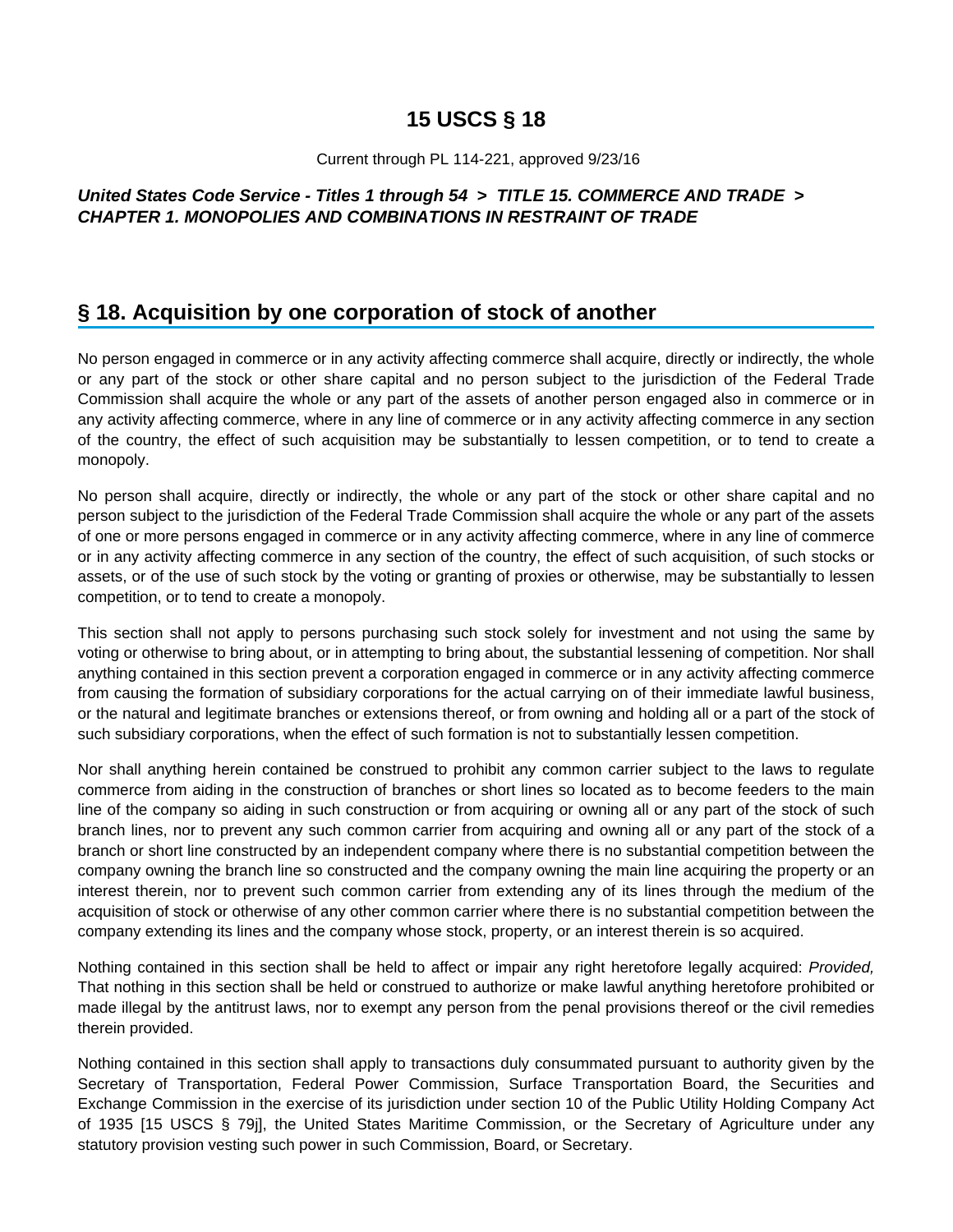# 15 USCS § 18

Current through PL 114-221, approved 9/23/16

***United States Code Service - Titles 1 through 54 > TITLE 15. COMMERCE AND TRADE > CHAPTER 1. MONOPOLIES AND COMBINATIONS IN RESTRAINT OF TRADE***

## § 18. Acquisition by one corporation of stock of another

No person engaged in commerce or in any activity affecting commerce shall acquire, directly or indirectly, the whole or any part of the stock or other share capital and no person subject to the jurisdiction of the Federal Trade Commission shall acquire the whole or any part of the assets of another person engaged also in commerce or in any activity affecting commerce, where in any line of commerce or in any activity affecting commerce in any section of the country, the effect of such acquisition may be substantially to lessen competition, or to tend to create a monopoly.

No person shall acquire, directly or indirectly, the whole or any part of the stock or other share capital and no person subject to the jurisdiction of the Federal Trade Commission shall acquire the whole or any part of the assets of one or more persons engaged in commerce or in any activity affecting commerce, where in any line of commerce or in any activity affecting commerce in any section of the country, the effect of such acquisition, of such stocks or assets, or of the use of such stock by the voting or granting of proxies or otherwise, may be substantially to lessen competition, or to tend to create a monopoly.

This section shall not apply to persons purchasing such stock solely for investment and not using the same by voting or otherwise to bring about, or in attempting to bring about, the substantial lessening of competition. Nor shall anything contained in this section prevent a corporation engaged in commerce or in any activity affecting commerce from causing the formation of subsidiary corporations for the actual carrying on of their immediate lawful business, or the natural and legitimate branches or extensions thereof, or from owning and holding all or a part of the stock of such subsidiary corporations, when the effect of such formation is not to substantially lessen competition.

Nor shall anything herein contained be construed to prohibit any common carrier subject to the laws to regulate commerce from aiding in the construction of branches or short lines so located as to become feeders to the main line of the company so aiding in such construction or from acquiring or owning all or any part of the stock of such branch lines, nor to prevent any such common carrier from acquiring and owning all or any part of the stock of a branch or short line constructed by an independent company where there is no substantial competition between the company owning the branch line so constructed and the company owning the main line acquiring the property or an interest therein, nor to prevent such common carrier from extending any of its lines through the medium of the acquisition of stock or otherwise of any other common carrier where there is no substantial competition between the company extending its lines and the company whose stock, property, or an interest therein is so acquired.

Nothing contained in this section shall be held to affect or impair any right heretofore legally acquired: *Provided,* That nothing in this section shall be held or construed to authorize or make lawful anything heretofore prohibited or made illegal by the antitrust laws, nor to exempt any person from the penal provisions thereof or the civil remedies therein provided.

Nothing contained in this section shall apply to transactions duly consummated pursuant to authority given by the Secretary of Transportation, Federal Power Commission, Surface Transportation Board, the Securities and Exchange Commission in the exercise of its jurisdiction under section 10 of the Public Utility Holding Company Act of 1935 [15 USCS § 79j], the United States Maritime Commission, or the Secretary of Agriculture under any statutory provision vesting such power in such Commission, Board, or Secretary.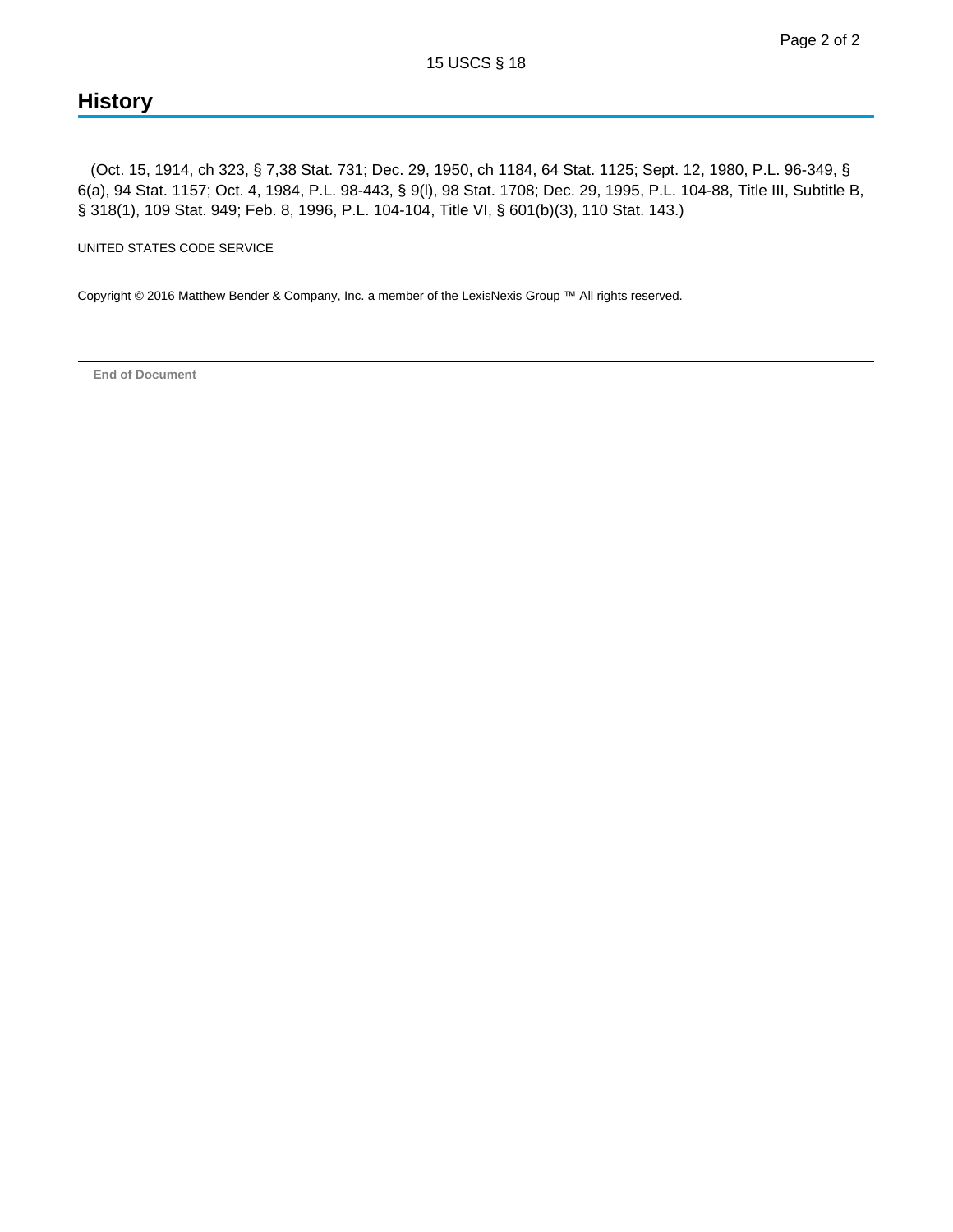## History

(Oct. 15, 1914, ch 323, § 7,38 Stat. 731; Dec. 29, 1950, ch 1184, 64 Stat. 1125; Sept. 12, 1980, P.L. 96-349, § 6(a), 94 Stat. 1157; Oct. 4, 1984, P.L. 98-443, § 9(l), 98 Stat. 1708; Dec. 29, 1995, P.L. 104-88, Title III, Subtitle B, § 318(1), 109 Stat. 949; Feb. 8, 1996, P.L. 104-104, Title VI, § 601(b)(3), 110 Stat. 143.)

UNITED STATES CODE SERVICE

Copyright © 2016 Matthew Bender & Company, Inc. a member of the LexisNexis Group ™ All rights reserved.

---

**End of Document**